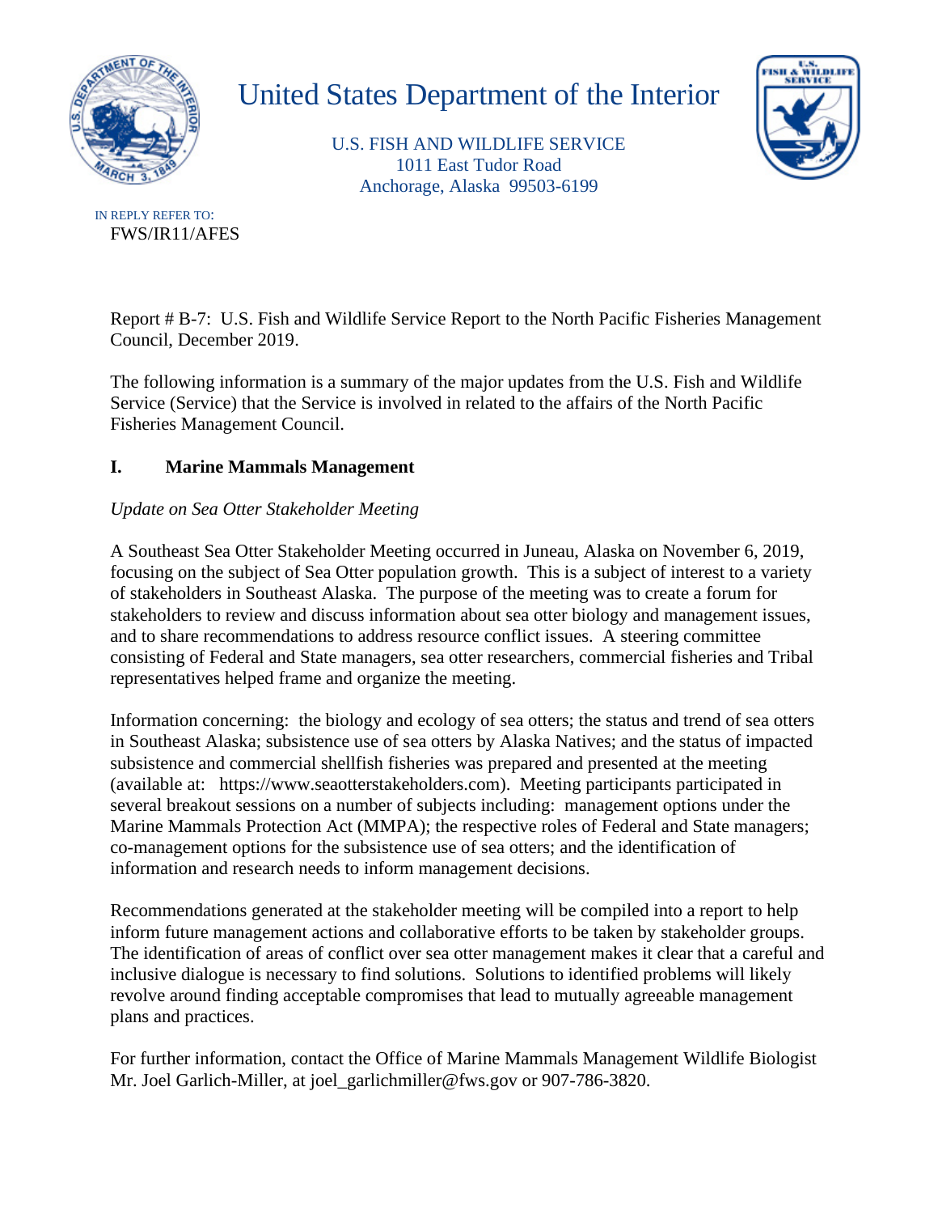# United States Department of the Interior

U.S. FISH AND WILDLIFE SERVICE
1011 East Tudor Road
Anchorage, Alaska 99503-6199

IN REPLY REFER TO:
FWS/IR11/AFES

Report # B-7: U.S. Fish and Wildlife Service Report to the North Pacific Fisheries Management Council, December 2019.

The following information is a summary of the major updates from the U.S. Fish and Wildlife Service (Service) that the Service is involved in related to the affairs of the North Pacific Fisheries Management Council.

## I. Marine Mammals Management

*Update on Sea Otter Stakeholder Meeting*

A Southeast Sea Otter Stakeholder Meeting occurred in Juneau, Alaska on November 6, 2019, focusing on the subject of Sea Otter population growth. This is a subject of interest to a variety of stakeholders in Southeast Alaska. The purpose of the meeting was to create a forum for stakeholders to review and discuss information about sea otter biology and management issues, and to share recommendations to address resource conflict issues. A steering committee consisting of Federal and State managers, sea otter researchers, commercial fisheries and Tribal representatives helped frame and organize the meeting.

Information concerning: the biology and ecology of sea otters; the status and trend of sea otters in Southeast Alaska; subsistence use of sea otters by Alaska Natives; and the status of impacted subsistence and commercial shellfish fisheries was prepared and presented at the meeting (available at: https://www.seaotterstakeholders.com). Meeting participants participated in several breakout sessions on a number of subjects including: management options under the Marine Mammals Protection Act (MMPA); the respective roles of Federal and State managers; co-management options for the subsistence use of sea otters; and the identification of information and research needs to inform management decisions.

Recommendations generated at the stakeholder meeting will be compiled into a report to help inform future management actions and collaborative efforts to be taken by stakeholder groups. The identification of areas of conflict over sea otter management makes it clear that a careful and inclusive dialogue is necessary to find solutions. Solutions to identified problems will likely revolve around finding acceptable compromises that lead to mutually agreeable management plans and practices.

For further information, contact the Office of Marine Mammals Management Wildlife Biologist Mr. Joel Garlich-Miller, at joel_garlichmiller@fws.gov or 907-786-3820.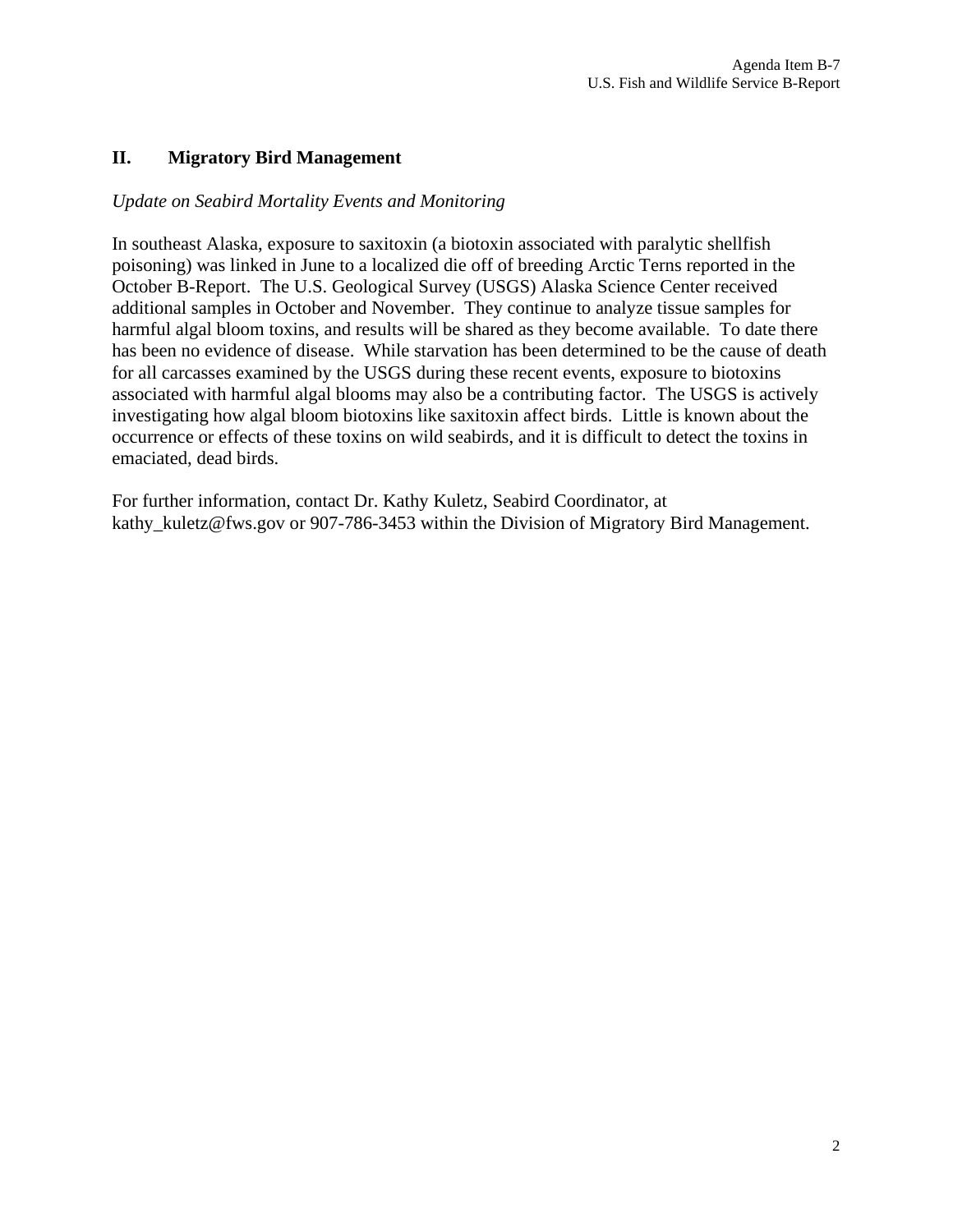## II. Migratory Bird Management

*Update on Seabird Mortality Events and Monitoring*

In southeast Alaska, exposure to saxitoxin (a biotoxin associated with paralytic shellfish poisoning) was linked in June to a localized die off of breeding Arctic Terns reported in the October B-Report. The U.S. Geological Survey (USGS) Alaska Science Center received additional samples in October and November. They continue to analyze tissue samples for harmful algal bloom toxins, and results will be shared as they become available. To date there has been no evidence of disease. While starvation has been determined to be the cause of death for all carcasses examined by the USGS during these recent events, exposure to biotoxins associated with harmful algal blooms may also be a contributing factor. The USGS is actively investigating how algal bloom biotoxins like saxitoxin affect birds. Little is known about the occurrence or effects of these toxins on wild seabirds, and it is difficult to detect the toxins in emaciated, dead birds.

For further information, contact Dr. Kathy Kuletz, Seabird Coordinator, at kathy_kuletz@fws.gov or 907-786-3453 within the Division of Migratory Bird Management.